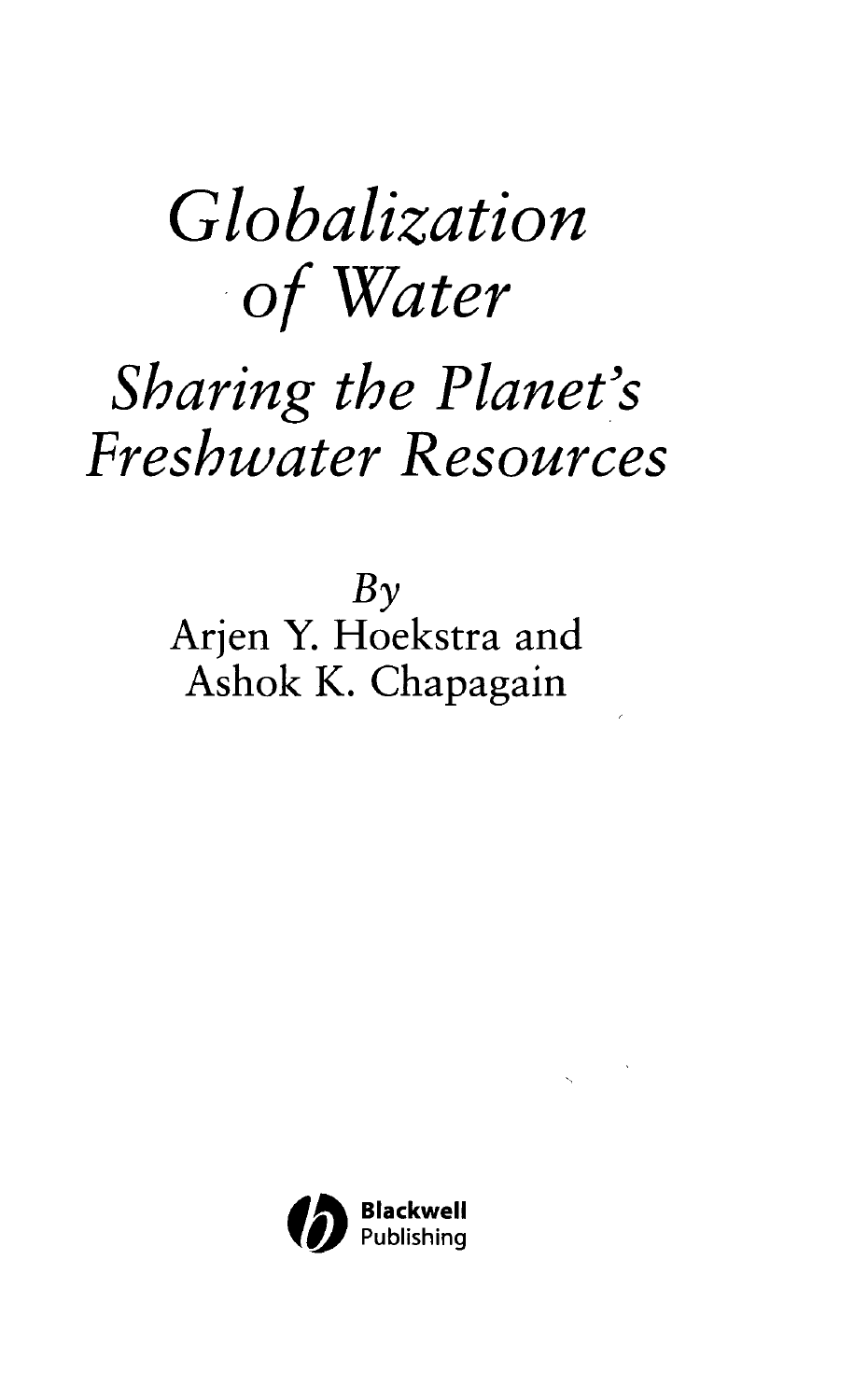# *Globalization of Water*

## *Sharing the Planet's Freshwater Resources*

*By*

Arjen Y. Hoekstra and
Ashok K. Chapagain

Blackwell
Publishing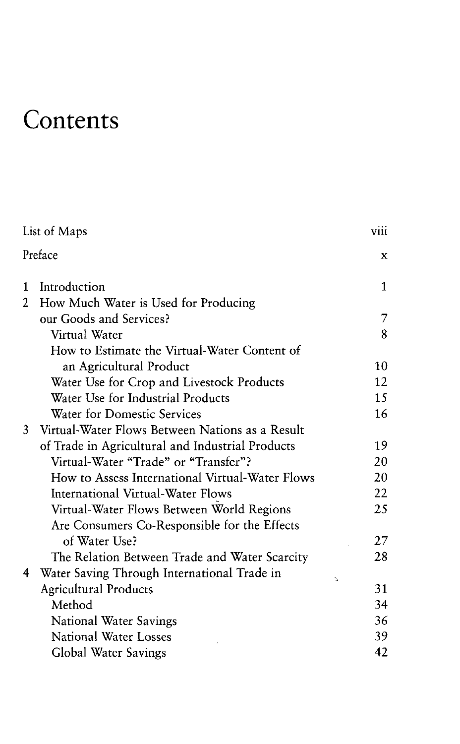# Contents

| | | |
|---|---|---|
| List of Maps | | viii |
| Preface | | x |
| 1 | Introduction | 1 |
| 2 | How Much Water is Used for Producing our Goods and Services? | 7 |
| | Virtual Water | 8 |
| | How to Estimate the Virtual-Water Content of an Agricultural Product | 10 |
| | Water Use for Crop and Livestock Products | 12 |
| | Water Use for Industrial Products | 15 |
| | Water for Domestic Services | 16 |
| 3 | Virtual-Water Flows Between Nations as a Result of Trade in Agricultural and Industrial Products | 19 |
| | Virtual-Water "Trade" or "Transfer"? | 20 |
| | How to Assess International Virtual-Water Flows | 20 |
| | International Virtual-Water Flows | 22 |
| | Virtual-Water Flows Between World Regions | 25 |
| | Are Consumers Co-Responsible for the Effects of Water Use? | 27 |
| | The Relation Between Trade and Water Scarcity | 28 |
| 4 | Water Saving Through International Trade in Agricultural Products | 31 |
| | Method | 34 |
| | National Water Savings | 36 |
| | National Water Losses | 39 |
| | Global Water Savings | 42 |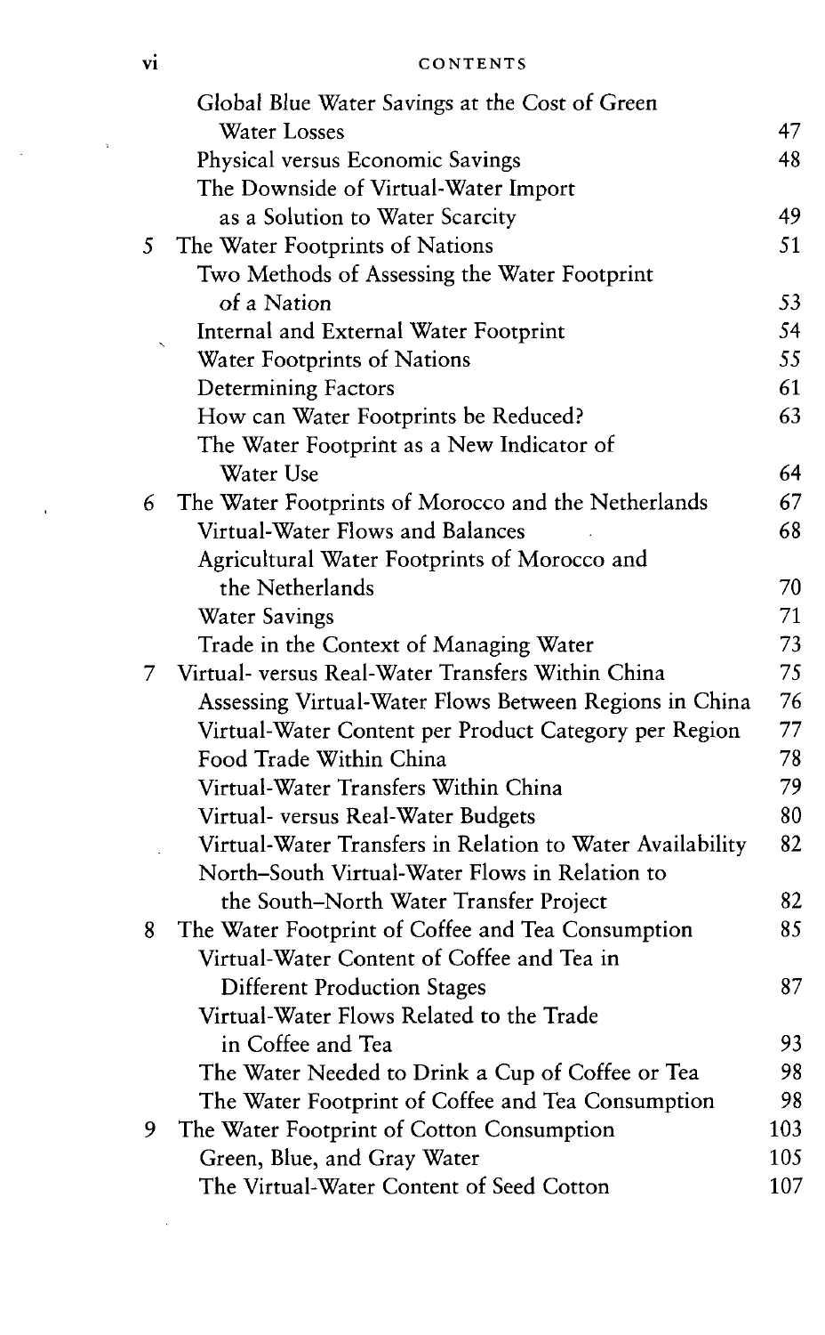| | | |
|---|---|---|
| | Global Blue Water Savings at the Cost of Green Water Losses | 47 |
| | Physical versus Economic Savings | 48 |
| | The Downside of Virtual-Water Import as a Solution to Water Scarcity | 49 |
| 5 | The Water Footprints of Nations | 51 |
| | Two Methods of Assessing the Water Footprint of a Nation | 53 |
| | Internal and External Water Footprint | 54 |
| | Water Footprints of Nations | 55 |
| | Determining Factors | 61 |
| | How can Water Footprints be Reduced? | 63 |
| | The Water Footprint as a New Indicator of Water Use | 64 |
| 6 | The Water Footprints of Morocco and the Netherlands | 67 |
| | Virtual-Water Flows and Balances | 68 |
| | Agricultural Water Footprints of Morocco and the Netherlands | 70 |
| | Water Savings | 71 |
| | Trade in the Context of Managing Water | 73 |
| 7 | Virtual- versus Real-Water Transfers Within China | 75 |
| | Assessing Virtual-Water Flows Between Regions in China | 76 |
| | Virtual-Water Content per Product Category per Region | 77 |
| | Food Trade Within China | 78 |
| | Virtual-Water Transfers Within China | 79 |
| | Virtual- versus Real-Water Budgets | 80 |
| | Virtual-Water Transfers in Relation to Water Availability | 82 |
| | North–South Virtual-Water Flows in Relation to the South–North Water Transfer Project | 82 |
| 8 | The Water Footprint of Coffee and Tea Consumption | 85 |
| | Virtual-Water Content of Coffee and Tea in Different Production Stages | 87 |
| | Virtual-Water Flows Related to the Trade in Coffee and Tea | 93 |
| | The Water Needed to Drink a Cup of Coffee or Tea | 98 |
| | The Water Footprint of Coffee and Tea Consumption | 98 |
| 9 | The Water Footprint of Cotton Consumption | 103 |
| | Green, Blue, and Gray Water | 105 |
| | The Virtual-Water Content of Seed Cotton | 107 |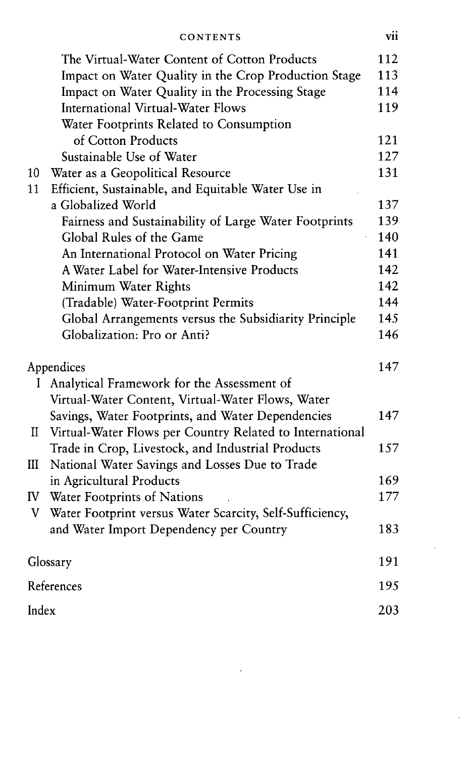| | | |
|---|---|---|
| | The Virtual-Water Content of Cotton Products | 112 |
| | Impact on Water Quality in the Crop Production Stage | 113 |
| | Impact on Water Quality in the Processing Stage | 114 |
| | International Virtual-Water Flows | 119 |
| | Water Footprints Related to Consumption of Cotton Products | 121 |
| | Sustainable Use of Water | 127 |
| 10 | Water as a Geopolitical Resource | 131 |
| 11 | Efficient, Sustainable, and Equitable Water Use in a Globalized World | 137 |
| | Fairness and Sustainability of Large Water Footprints | 139 |
| | Global Rules of the Game | 140 |
| | An International Protocol on Water Pricing | 141 |
| | A Water Label for Water-Intensive Products | 142 |
| | Minimum Water Rights | 142 |
| | (Tradable) Water-Footprint Permits | 144 |
| | Global Arrangements versus the Subsidiarity Principle | 145 |
| | Globalization: Pro or Anti? | 146 |
| | **Appendices** | 147 |
| I | Analytical Framework for the Assessment of Virtual-Water Content, Virtual-Water Flows, Water Savings, Water Footprints, and Water Dependencies | 147 |
| II | Virtual-Water Flows per Country Related to International Trade in Crop, Livestock, and Industrial Products | 157 |
| III | National Water Savings and Losses Due to Trade in Agricultural Products | 169 |
| IV | Water Footprints of Nations | 177 |
| V | Water Footprint versus Water Scarcity, Self-Sufficiency, and Water Import Dependency per Country | 183 |
| | **Glossary** | 191 |
| | **References** | 195 |
| | **Index** | 203 |